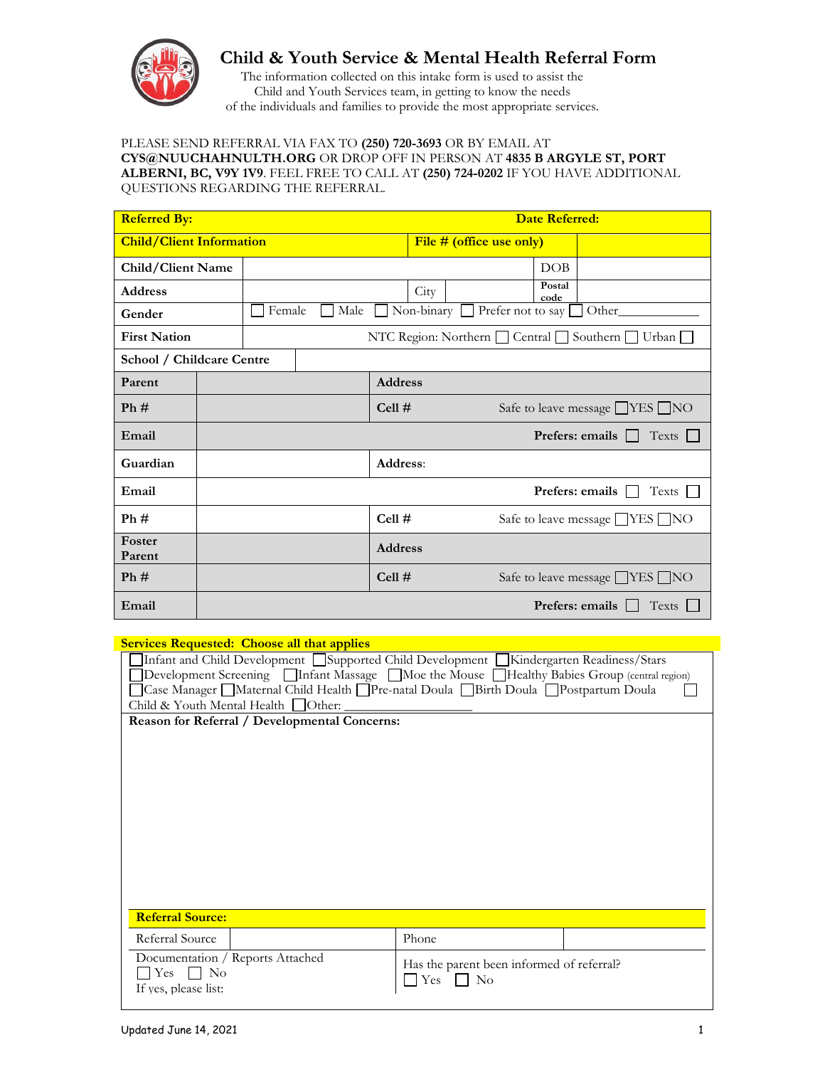# Child & Youth Service & Mental Health Referral Form

The information collected on this intake form is used to assist the Child and Youth Services team, in getting to know the needs of the individuals and families to provide the most appropriate services.

PLEASE SEND REFERRAL VIA FAX TO **(250) 720-3693** OR BY EMAIL AT **CYS@NUUCHAHNULTH.ORG** OR DROP OFF IN PERSON AT **4835 B ARGYLE ST, PORT ALBERNI, BC, V9Y 1V9**. FEEL FREE TO CALL AT **(250) 724-0202** IF YOU HAVE ADDITIONAL QUESTIONS REGARDING THE REFERRAL.

| **Referred By:** | | | **Date Referred:** | |
|---|---|---|---|---|
| **Child/Client Information** | | | **File # (office use only)** | |
| **Child/Client Name** | | | DOB | |
| **Address** | | City | Postal code | |
| **Gender** | ☐ Female ☐ Male ☐ Non-binary ☐ Prefer not to say ☐ Other___________ | | | |
| **First Nation** | NTC Region: Northern ☐ Central ☐ Southern ☐ Urban ☐ | | | |
| **School / Childcare Centre** | | | | |
| **Parent** | | **Address** | | |
| **Ph #** | | **Cell #** | Safe to leave message ☐YES ☐NO | |
| **Email** | | | **Prefers: emails** ☐ Texts ☐ | |
| **Guardian** | | **Address:** | | |
| **Email** | | | **Prefers: emails** ☐ Texts ☐ | |
| **Ph #** | | **Cell #** | Safe to leave message ☐YES ☐NO | |
| **Foster Parent** | | **Address** | | |
| **Ph #** | | **Cell #** | Safe to leave message ☐YES ☐NO | |
| **Email** | | | **Prefers: emails** ☐ Texts ☐ | |

**Services Requested: Choose all that applies**

☐Infant and Child Development ☐Supported Child Development ☐Kindergarten Readiness/Stars ☐Development Screening ☐Infant Massage ☐Moe the Mouse ☐Healthy Babies Group (central region) ☐Case Manager ☐Maternal Child Health ☐Pre-natal Doula ☐Birth Doula ☐Postpartum Doula ☐ Child & Youth Mental Health ☐Other: ___________________

**Reason for Referral / Developmental Concerns:**

**Referral Source:**

| Referral Source | | Phone | |
|---|---|---|---|
| Documentation / Reports Attached<br>☐ Yes ☐ No<br>If yes, please list: | | Has the parent been informed of referral?<br>☐ Yes ☐ No | |

Updated June 14, 2021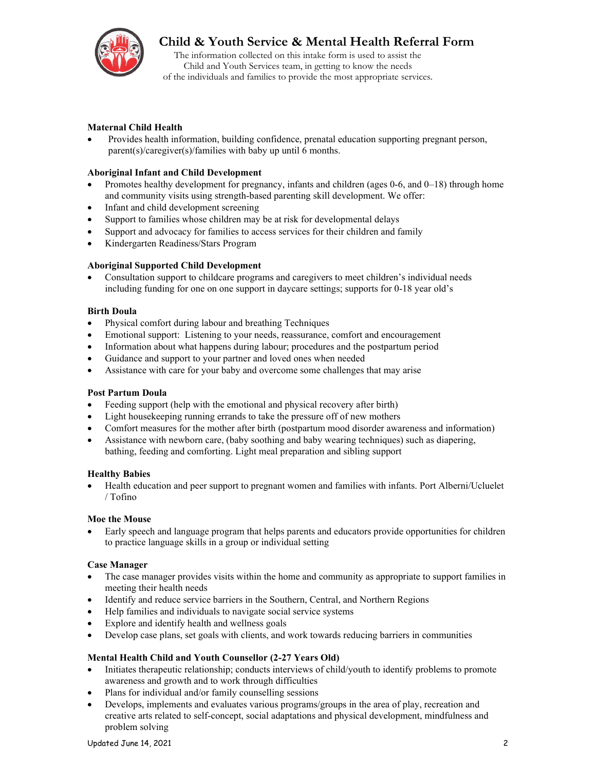# Child & Youth Service & Mental Health Referral Form

The information collected on this intake form is used to assist the Child and Youth Services team, in getting to know the needs of the individuals and families to provide the most appropriate services.

**Maternal Child Health**

- Provides health information, building confidence, prenatal education supporting pregnant person, parent(s)/caregiver(s)/families with baby up until 6 months.

**Aboriginal Infant and Child Development**

- Promotes healthy development for pregnancy, infants and children (ages 0-6, and 0–18) through home and community visits using strength-based parenting skill development. We offer:
- Infant and child development screening
- Support to families whose children may be at risk for developmental delays
- Support and advocacy for families to access services for their children and family
- Kindergarten Readiness/Stars Program

**Aboriginal Supported Child Development**

- Consultation support to childcare programs and caregivers to meet children's individual needs including funding for one on one support in daycare settings; supports for 0-18 year old's

**Birth Doula**

- Physical comfort during labour and breathing Techniques
- Emotional support: Listening to your needs, reassurance, comfort and encouragement
- Information about what happens during labour; procedures and the postpartum period
- Guidance and support to your partner and loved ones when needed
- Assistance with care for your baby and overcome some challenges that may arise

**Post Partum Doula**

- Feeding support (help with the emotional and physical recovery after birth)
- Light housekeeping running errands to take the pressure off of new mothers
- Comfort measures for the mother after birth (postpartum mood disorder awareness and information)
- Assistance with newborn care, (baby soothing and baby wearing techniques) such as diapering, bathing, feeding and comforting. Light meal preparation and sibling support

**Healthy Babies**

- Health education and peer support to pregnant women and families with infants. Port Alberni/Ucluelet / Tofino

**Moe the Mouse**

- Early speech and language program that helps parents and educators provide opportunities for children to practice language skills in a group or individual setting

**Case Manager**

- The case manager provides visits within the home and community as appropriate to support families in meeting their health needs
- Identify and reduce service barriers in the Southern, Central, and Northern Regions
- Help families and individuals to navigate social service systems
- Explore and identify health and wellness goals
- Develop case plans, set goals with clients, and work towards reducing barriers in communities

**Mental Health Child and Youth Counsellor (2-27 Years Old)**

- Initiates therapeutic relationship; conducts interviews of child/youth to identify problems to promote awareness and growth and to work through difficulties
- Plans for individual and/or family counselling sessions
- Develops, implements and evaluates various programs/groups in the area of play, recreation and creative arts related to self-concept, social adaptations and physical development, mindfulness and problem solving

Updated June 14, 2021